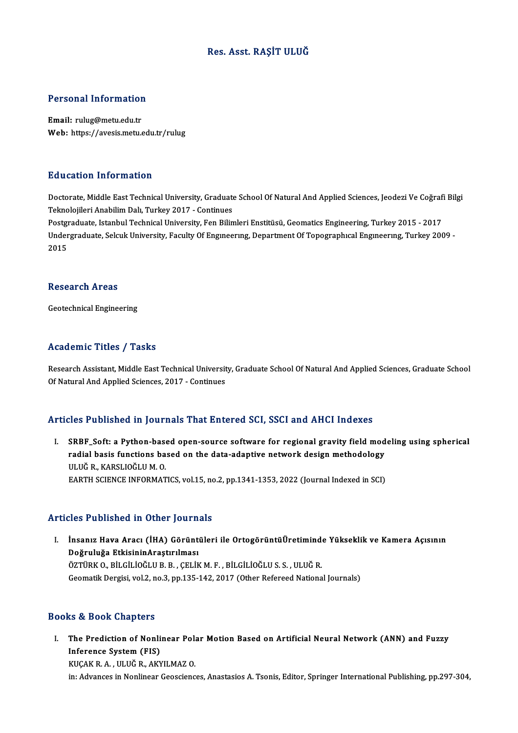# Res. Asst. RAŞİT ULUĞ

## Personal Information

**Email:** rulug@metu.edu.tr
**Web:** https://avesis.metu.edu.tr/rulug

## Education Information

Doctorate, Middle East Technical University, Graduate School Of Natural And Applied Sciences, Jeodezi Ve Coğrafi Bilgi Teknolojileri Anabilim Dalı, Turkey 2017 - Continues
Postgraduate, Istanbul Technical University, Fen Bilimleri Enstitüsü, Geomatics Engineering, Turkey 2015 - 2017
Undergraduate, Selcuk University, Faculty Of Engıneerıng, Department Of Topographıcal Engıneerıng, Turkey 2009 - 2015

## Research Areas

Geotechnical Engineering

## Academic Titles / Tasks

Research Assistant, Middle East Technical University, Graduate School Of Natural And Applied Sciences, Graduate School Of Natural And Applied Sciences, 2017 - Continues

## Articles Published in Journals That Entered SCI, SSCI and AHCI Indexes

I. **SRBF_Soft: a Python-based open-source software for regional gravity field modeling using spherical radial basis functions based on the data-adaptive network design methodology**
ULUĞ R., KARSLIOĞLU M. O.
EARTH SCIENCE INFORMATICS, vol.15, no.2, pp.1341-1353, 2022 (Journal Indexed in SCI)

## Articles Published in Other Journals

I. **İnsanız Hava Aracı (İHA) Görüntüleri ile OrtogörüntüÜretiminde Yükseklik ve Kamera Açısının Doğruluğa EtkisininAraştırılması**
ÖZTÜRK O., BİLGİLİOĞLU B. B. , ÇELİK M. F. , BİLGİLİOĞLU S. S. , ULUĞ R.
Geomatik Dergisi, vol.2, no.3, pp.135-142, 2017 (Other Refereed National Journals)

## Books & Book Chapters

I. **The Prediction of Nonlinear Polar Motion Based on Artificial Neural Network (ANN) and Fuzzy Inference System (FIS)**
KUÇAK R. A. , ULUĞ R., AKYILMAZ O.
in: Advances in Nonlinear Geosciences, Anastasios A. Tsonis, Editor, Springer International Publishing, pp.297-304,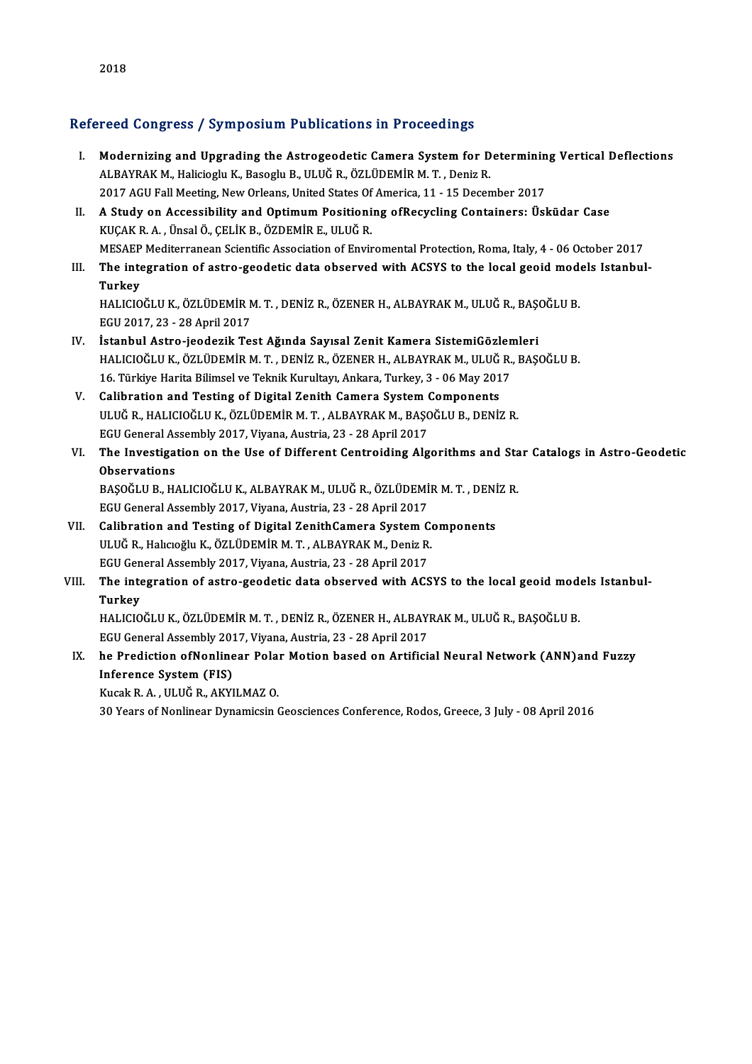2018

## Refereed Congress / Symposium Publications in Proceedings

I. **Modernizing and Upgrading the Astrogeodetic Camera System for Determining Vertical Deflections**
ALBAYRAK M., Halicioglu K., Basoglu B., ULUĞ R., ÖZLÜDEMİR M. T. , Deniz R.
2017 AGU Fall Meeting, New Orleans, United States Of America, 11 - 15 December 2017

II. **A Study on Accessibility and Optimum Positioning ofRecycling Containers: Üsküdar Case**
KUÇAK R. A. , Ünsal Ö., ÇELİK B., ÖZDEMİR E., ULUĞ R.
MESAEP Mediterranean Scientific Association of Enviromental Protection, Roma, Italy, 4 - 06 October 2017

III. **The integration of astro-geodetic data observed with ACSYS to the local geoid models Istanbul-Turkey**
HALICIOĞLU K., ÖZLÜDEMİR M. T. , DENİZ R., ÖZENER H., ALBAYRAK M., ULUĞ R., BAŞOĞLU B.
EGU 2017, 23 - 28 April 2017

IV. **İstanbul Astro-jeodezik Test Ağında Sayısal Zenit Kamera SistemiGözlemleri**
HALICIOĞLU K., ÖZLÜDEMİR M. T. , DENİZ R., ÖZENER H., ALBAYRAK M., ULUĞ R., BAŞOĞLU B.
16. Türkiye Harita Bilimsel ve Teknik Kurultayı, Ankara, Turkey, 3 - 06 May 2017

V. **Calibration and Testing of Digital Zenith Camera System Components**
ULUĞ R., HALICIOĞLU K., ÖZLÜDEMİR M. T. , ALBAYRAK M., BAŞOĞLU B., DENİZ R.
EGU General Assembly 2017, Viyana, Austria, 23 - 28 April 2017

VI. **The Investigation on the Use of Different Centroiding Algorithms and Star Catalogs in Astro-Geodetic Observations**
BAŞOĞLU B., HALICIOĞLU K., ALBAYRAK M., ULUĞ R., ÖZLÜDEMİR M. T. , DENİZ R.
EGU General Assembly 2017, Viyana, Austria, 23 - 28 April 2017

VII. **Calibration and Testing of Digital ZenithCamera System Components**
ULUĞ R., Halıcıoğlu K., ÖZLÜDEMİR M. T. , ALBAYRAK M., Deniz R.
EGU General Assembly 2017, Viyana, Austria, 23 - 28 April 2017

VIII. **The integration of astro-geodetic data observed with ACSYS to the local geoid models Istanbul-Turkey**
HALICIOĞLU K., ÖZLÜDEMİR M. T. , DENİZ R., ÖZENER H., ALBAYRAK M., ULUĞ R., BAŞOĞLU B.
EGU General Assembly 2017, Viyana, Austria, 23 - 28 April 2017

IX. **he Prediction ofNonlinear Polar Motion based on Artificial Neural Network (ANN)and Fuzzy Inference System (FIS)**
Kucak R. A. , ULUĞ R., AKYILMAZ O.
30 Years of Nonlinear Dynamicsin Geosciences Conference, Rodos, Greece, 3 July - 08 April 2016